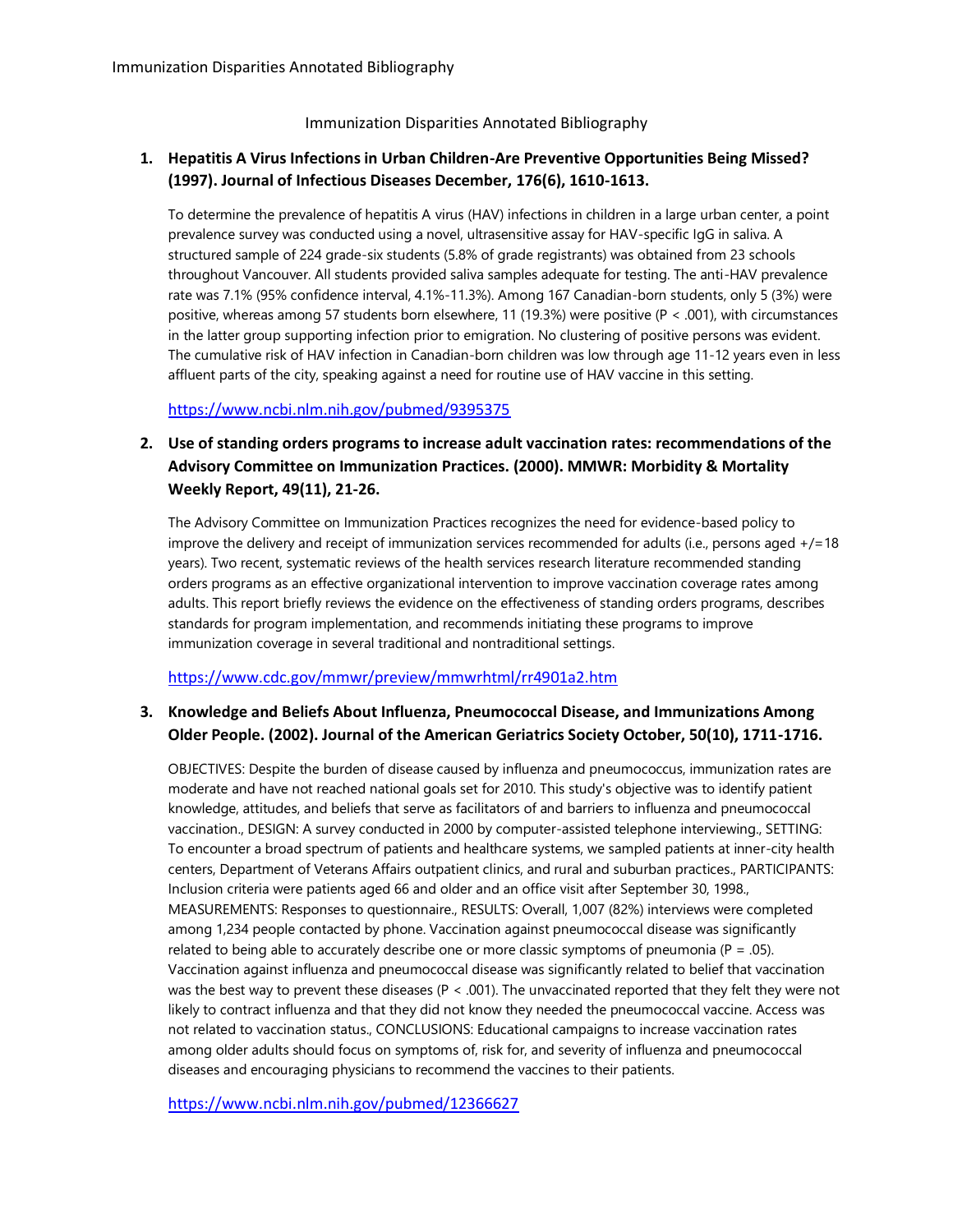# Immunization Disparities Annotated Bibliography

1. **Hepatitis A Virus Infections in Urban Children-Are Preventive Opportunities Being Missed? (1997). Journal of Infectious Diseases December, 176(6), 1610-1613.**

   To determine the prevalence of hepatitis A virus (HAV) infections in children in a large urban center, a point prevalence survey was conducted using a novel, ultrasensitive assay for HAV-specific IgG in saliva. A structured sample of 224 grade-six students (5.8% of grade registrants) was obtained from 23 schools throughout Vancouver. All students provided saliva samples adequate for testing. The anti-HAV prevalence rate was 7.1% (95% confidence interval, 4.1%-11.3%). Among 167 Canadian-born students, only 5 (3%) were positive, whereas among 57 students born elsewhere, 11 (19.3%) were positive ($P < .001$), with circumstances in the latter group supporting infection prior to emigration. No clustering of positive persons was evident. The cumulative risk of HAV infection in Canadian-born children was low through age 11-12 years even in less affluent parts of the city, speaking against a need for routine use of HAV vaccine in this setting.

   https://www.ncbi.nlm.nih.gov/pubmed/9395375

2. **Use of standing orders programs to increase adult vaccination rates: recommendations of the Advisory Committee on Immunization Practices. (2000). MMWR: Morbidity & Mortality Weekly Report, 49(11), 21-26.**

   The Advisory Committee on Immunization Practices recognizes the need for evidence-based policy to improve the delivery and receipt of immunization services recommended for adults (i.e., persons aged +/=18 years). Two recent, systematic reviews of the health services research literature recommended standing orders programs as an effective organizational intervention to improve vaccination coverage rates among adults. This report briefly reviews the evidence on the effectiveness of standing orders programs, describes standards for program implementation, and recommends initiating these programs to improve immunization coverage in several traditional and nontraditional settings.

   https://www.cdc.gov/mmwr/preview/mmwrhtml/rr4901a2.htm

3. **Knowledge and Beliefs About Influenza, Pneumococcal Disease, and Immunizations Among Older People. (2002). Journal of the American Geriatrics Society October, 50(10), 1711-1716.**

   OBJECTIVES: Despite the burden of disease caused by influenza and pneumococcus, immunization rates are moderate and have not reached national goals set for 2010. This study's objective was to identify patient knowledge, attitudes, and beliefs that serve as facilitators of and barriers to influenza and pneumococcal vaccination., DESIGN: A survey conducted in 2000 by computer-assisted telephone interviewing., SETTING: To encounter a broad spectrum of patients and healthcare systems, we sampled patients at inner-city health centers, Department of Veterans Affairs outpatient clinics, and rural and suburban practices., PARTICIPANTS: Inclusion criteria were patients aged 66 and older and an office visit after September 30, 1998., MEASUREMENTS: Responses to questionnaire., RESULTS: Overall, 1,007 (82%) interviews were completed among 1,234 people contacted by phone. Vaccination against pneumococcal disease was significantly related to being able to accurately describe one or more classic symptoms of pneumonia ($P = .05$). Vaccination against influenza and pneumococcal disease was significantly related to belief that vaccination was the best way to prevent these diseases ($P < .001$). The unvaccinated reported that they felt they were not likely to contract influenza and that they did not know they needed the pneumococcal vaccine. Access was not related to vaccination status., CONCLUSIONS: Educational campaigns to increase vaccination rates among older adults should focus on symptoms of, risk for, and severity of influenza and pneumococcal diseases and encouraging physicians to recommend the vaccines to their patients.

   https://www.ncbi.nlm.nih.gov/pubmed/12366627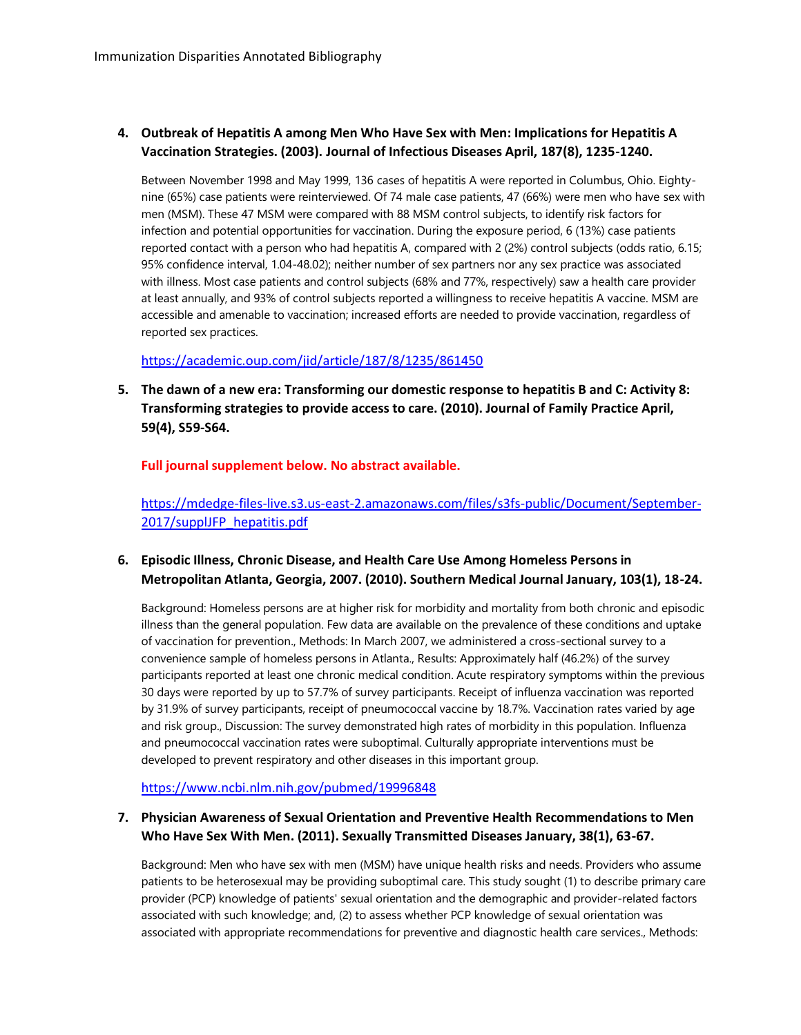4. **Outbreak of Hepatitis A among Men Who Have Sex with Men: Implications for Hepatitis A Vaccination Strategies. (2003). Journal of Infectious Diseases April, 187(8), 1235-1240.**

   Between November 1998 and May 1999, 136 cases of hepatitis A were reported in Columbus, Ohio. Eighty-nine (65%) case patients were reinterviewed. Of 74 male case patients, 47 (66%) were men who have sex with men (MSM). These 47 MSM were compared with 88 MSM control subjects, to identify risk factors for infection and potential opportunities for vaccination. During the exposure period, 6 (13%) case patients reported contact with a person who had hepatitis A, compared with 2 (2%) control subjects (odds ratio, 6.15; 95% confidence interval, 1.04-48.02); neither number of sex partners nor any sex practice was associated with illness. Most case patients and control subjects (68% and 77%, respectively) saw a health care provider at least annually, and 93% of control subjects reported a willingness to receive hepatitis A vaccine. MSM are accessible and amenable to vaccination; increased efforts are needed to provide vaccination, regardless of reported sex practices.

   https://academic.oup.com/jid/article/187/8/1235/861450

5. **The dawn of a new era: Transforming our domestic response to hepatitis B and C: Activity 8: Transforming strategies to provide access to care. (2010). Journal of Family Practice April, 59(4), S59-S64.**

   **Full journal supplement below. No abstract available.**

   https://mdedge-files-live.s3.us-east-2.amazonaws.com/files/s3fs-public/Document/September-2017/supplJFP_hepatitis.pdf

6. **Episodic Illness, Chronic Disease, and Health Care Use Among Homeless Persons in Metropolitan Atlanta, Georgia, 2007. (2010). Southern Medical Journal January, 103(1), 18-24.**

   Background: Homeless persons are at higher risk for morbidity and mortality from both chronic and episodic illness than the general population. Few data are available on the prevalence of these conditions and uptake of vaccination for prevention., Methods: In March 2007, we administered a cross-sectional survey to a convenience sample of homeless persons in Atlanta., Results: Approximately half (46.2%) of the survey participants reported at least one chronic medical condition. Acute respiratory symptoms within the previous 30 days were reported by up to 57.7% of survey participants. Receipt of influenza vaccination was reported by 31.9% of survey participants, receipt of pneumococcal vaccine by 18.7%. Vaccination rates varied by age and risk group., Discussion: The survey demonstrated high rates of morbidity in this population. Influenza and pneumococcal vaccination rates were suboptimal. Culturally appropriate interventions must be developed to prevent respiratory and other diseases in this important group.

   https://www.ncbi.nlm.nih.gov/pubmed/19996848

7. **Physician Awareness of Sexual Orientation and Preventive Health Recommendations to Men Who Have Sex With Men. (2011). Sexually Transmitted Diseases January, 38(1), 63-67.**

   Background: Men who have sex with men (MSM) have unique health risks and needs. Providers who assume patients to be heterosexual may be providing suboptimal care. This study sought (1) to describe primary care provider (PCP) knowledge of patients' sexual orientation and the demographic and provider-related factors associated with such knowledge; and, (2) to assess whether PCP knowledge of sexual orientation was associated with appropriate recommendations for preventive and diagnostic health care services., Methods: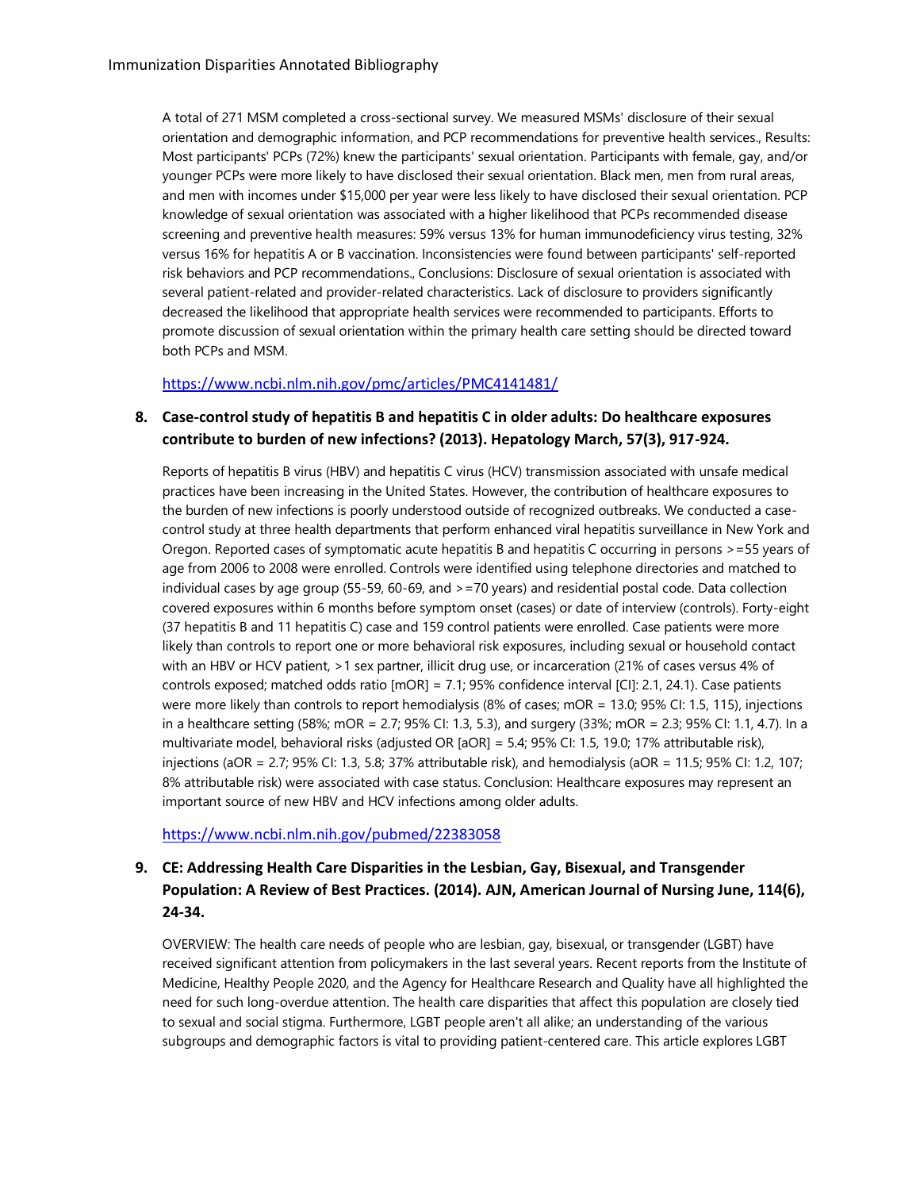A total of 271 MSM completed a cross-sectional survey. We measured MSMs' disclosure of their sexual orientation and demographic information, and PCP recommendations for preventive health services., Results: Most participants' PCPs (72%) knew the participants' sexual orientation. Participants with female, gay, and/or younger PCPs were more likely to have disclosed their sexual orientation. Black men, men from rural areas, and men with incomes under $15,000 per year were less likely to have disclosed their sexual orientation. PCP knowledge of sexual orientation was associated with a higher likelihood that PCPs recommended disease screening and preventive health measures: 59% versus 13% for human immunodeficiency virus testing, 32% versus 16% for hepatitis A or B vaccination. Inconsistencies were found between participants' self-reported risk behaviors and PCP recommendations., Conclusions: Disclosure of sexual orientation is associated with several patient-related and provider-related characteristics. Lack of disclosure to providers significantly decreased the likelihood that appropriate health services were recommended to participants. Efforts to promote discussion of sexual orientation within the primary health care setting should be directed toward both PCPs and MSM.

https://www.ncbi.nlm.nih.gov/pmc/articles/PMC4141481/

8. **Case-control study of hepatitis B and hepatitis C in older adults: Do healthcare exposures contribute to burden of new infections? (2013). Hepatology March, 57(3), 917-924.**

   Reports of hepatitis B virus (HBV) and hepatitis C virus (HCV) transmission associated with unsafe medical practices have been increasing in the United States. However, the contribution of healthcare exposures to the burden of new infections is poorly understood outside of recognized outbreaks. We conducted a case-control study at three health departments that perform enhanced viral hepatitis surveillance in New York and Oregon. Reported cases of symptomatic acute hepatitis B and hepatitis C occurring in persons >=55 years of age from 2006 to 2008 were enrolled. Controls were identified using telephone directories and matched to individual cases by age group (55-59, 60-69, and >=70 years) and residential postal code. Data collection covered exposures within 6 months before symptom onset (cases) or date of interview (controls). Forty-eight (37 hepatitis B and 11 hepatitis C) case and 159 control patients were enrolled. Case patients were more likely than controls to report one or more behavioral risk exposures, including sexual or household contact with an HBV or HCV patient, >1 sex partner, illicit drug use, or incarceration (21% of cases versus 4% of controls exposed; matched odds ratio [mOR] = 7.1; 95% confidence interval [CI]: 2.1, 24.1). Case patients were more likely than controls to report hemodialysis (8% of cases; mOR = 13.0; 95% CI: 1.5, 115), injections in a healthcare setting (58%; mOR = 2.7; 95% CI: 1.3, 5.3), and surgery (33%; mOR = 2.3; 95% CI: 1.1, 4.7). In a multivariate model, behavioral risks (adjusted OR [aOR] = 5.4; 95% CI: 1.5, 19.0; 17% attributable risk), injections (aOR = 2.7; 95% CI: 1.3, 5.8; 37% attributable risk), and hemodialysis (aOR = 11.5; 95% CI: 1.2, 107; 8% attributable risk) were associated with case status. Conclusion: Healthcare exposures may represent an important source of new HBV and HCV infections among older adults.

   https://www.ncbi.nlm.nih.gov/pubmed/22383058

9. **CE: Addressing Health Care Disparities in the Lesbian, Gay, Bisexual, and Transgender Population: A Review of Best Practices. (2014). AJN, American Journal of Nursing June, 114(6), 24-34.**

   OVERVIEW: The health care needs of people who are lesbian, gay, bisexual, or transgender (LGBT) have received significant attention from policymakers in the last several years. Recent reports from the Institute of Medicine, Healthy People 2020, and the Agency for Healthcare Research and Quality have all highlighted the need for such long-overdue attention. The health care disparities that affect this population are closely tied to sexual and social stigma. Furthermore, LGBT people aren't all alike; an understanding of the various subgroups and demographic factors is vital to providing patient-centered care. This article explores LGBT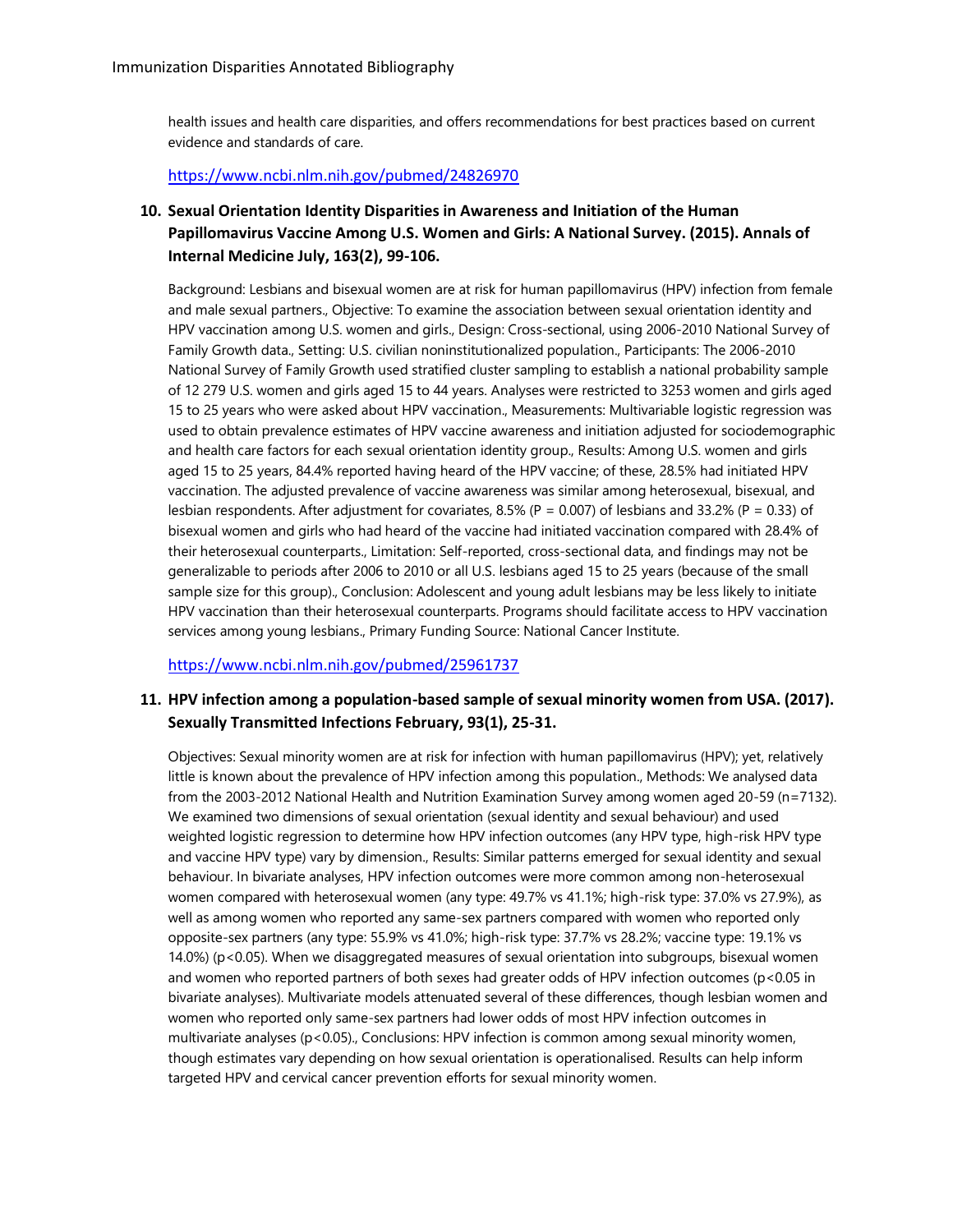health issues and health care disparities, and offers recommendations for best practices based on current evidence and standards of care.

https://www.ncbi.nlm.nih.gov/pubmed/24826970

### 10. Sexual Orientation Identity Disparities in Awareness and Initiation of the Human Papillomavirus Vaccine Among U.S. Women and Girls: A National Survey. (2015). Annals of Internal Medicine July, 163(2), 99-106.

Background: Lesbians and bisexual women are at risk for human papillomavirus (HPV) infection from female and male sexual partners., Objective: To examine the association between sexual orientation identity and HPV vaccination among U.S. women and girls., Design: Cross-sectional, using 2006-2010 National Survey of Family Growth data., Setting: U.S. civilian noninstitutionalized population., Participants: The 2006-2010 National Survey of Family Growth used stratified cluster sampling to establish a national probability sample of 12 279 U.S. women and girls aged 15 to 44 years. Analyses were restricted to 3253 women and girls aged 15 to 25 years who were asked about HPV vaccination., Measurements: Multivariable logistic regression was used to obtain prevalence estimates of HPV vaccine awareness and initiation adjusted for sociodemographic and health care factors for each sexual orientation identity group., Results: Among U.S. women and girls aged 15 to 25 years, 84.4% reported having heard of the HPV vaccine; of these, 28.5% had initiated HPV vaccination. The adjusted prevalence of vaccine awareness was similar among heterosexual, bisexual, and lesbian respondents. After adjustment for covariates, 8.5% ($P = 0.007$) of lesbians and 33.2% ($P = 0.33$) of bisexual women and girls who had heard of the vaccine had initiated vaccination compared with 28.4% of their heterosexual counterparts., Limitation: Self-reported, cross-sectional data, and findings may not be generalizable to periods after 2006 to 2010 or all U.S. lesbians aged 15 to 25 years (because of the small sample size for this group)., Conclusion: Adolescent and young adult lesbians may be less likely to initiate HPV vaccination than their heterosexual counterparts. Programs should facilitate access to HPV vaccination services among young lesbians., Primary Funding Source: National Cancer Institute.

https://www.ncbi.nlm.nih.gov/pubmed/25961737

### 11. HPV infection among a population-based sample of sexual minority women from USA. (2017). Sexually Transmitted Infections February, 93(1), 25-31.

Objectives: Sexual minority women are at risk for infection with human papillomavirus (HPV); yet, relatively little is known about the prevalence of HPV infection among this population., Methods: We analysed data from the 2003-2012 National Health and Nutrition Examination Survey among women aged 20-59 (n=7132). We examined two dimensions of sexual orientation (sexual identity and sexual behaviour) and used weighted logistic regression to determine how HPV infection outcomes (any HPV type, high-risk HPV type and vaccine HPV type) vary by dimension., Results: Similar patterns emerged for sexual identity and sexual behaviour. In bivariate analyses, HPV infection outcomes were more common among non-heterosexual women compared with heterosexual women (any type: 49.7% vs 41.1%; high-risk type: 37.0% vs 27.9%), as well as among women who reported any same-sex partners compared with women who reported only opposite-sex partners (any type: 55.9% vs 41.0%; high-risk type: 37.7% vs 28.2%; vaccine type: 19.1% vs 14.0%) ($p<0.05$). When we disaggregated measures of sexual orientation into subgroups, bisexual women and women who reported partners of both sexes had greater odds of HPV infection outcomes ($p<0.05$ in bivariate analyses). Multivariate models attenuated several of these differences, though lesbian women and women who reported only same-sex partners had lower odds of most HPV infection outcomes in multivariate analyses ($p<0.05$)., Conclusions: HPV infection is common among sexual minority women, though estimates vary depending on how sexual orientation is operationalised. Results can help inform targeted HPV and cervical cancer prevention efforts for sexual minority women.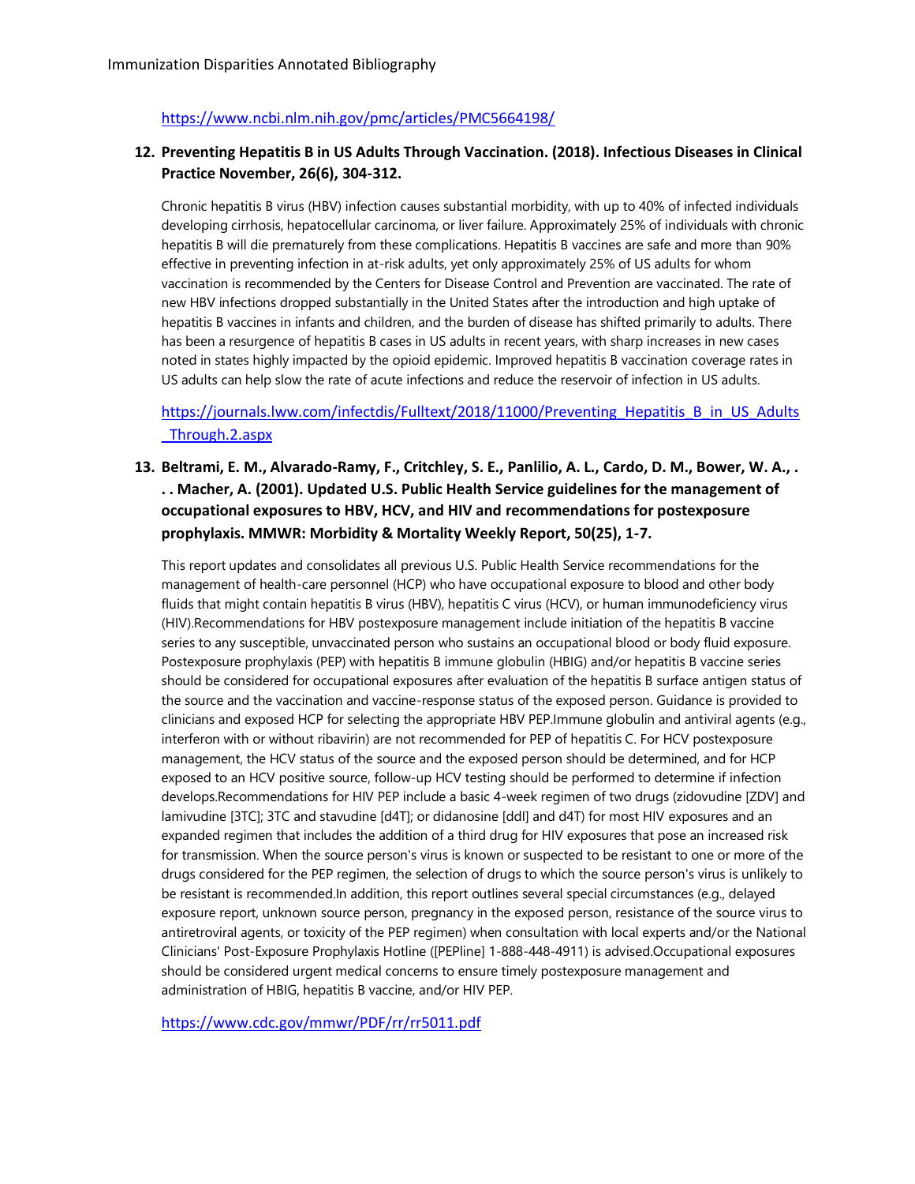https://www.ncbi.nlm.nih.gov/pmc/articles/PMC5664198/

12. **Preventing Hepatitis B in US Adults Through Vaccination. (2018). Infectious Diseases in Clinical Practice November, 26(6), 304-312.**

    Chronic hepatitis B virus (HBV) infection causes substantial morbidity, with up to 40% of infected individuals developing cirrhosis, hepatocellular carcinoma, or liver failure. Approximately 25% of individuals with chronic hepatitis B will die prematurely from these complications. Hepatitis B vaccines are safe and more than 90% effective in preventing infection in at-risk adults, yet only approximately 25% of US adults for whom vaccination is recommended by the Centers for Disease Control and Prevention are vaccinated. The rate of new HBV infections dropped substantially in the United States after the introduction and high uptake of hepatitis B vaccines in infants and children, and the burden of disease has shifted primarily to adults. There has been a resurgence of hepatitis B cases in US adults in recent years, with sharp increases in new cases noted in states highly impacted by the opioid epidemic. Improved hepatitis B vaccination coverage rates in US adults can help slow the rate of acute infections and reduce the reservoir of infection in US adults.

    https://journals.lww.com/infectdis/Fulltext/2018/11000/Preventing_Hepatitis_B_in_US_Adults_Through.2.aspx

13. **Beltrami, E. M., Alvarado-Ramy, F., Critchley, S. E., Panlilio, A. L., Cardo, D. M., Bower, W. A., . . . Macher, A. (2001). Updated U.S. Public Health Service guidelines for the management of occupational exposures to HBV, HCV, and HIV and recommendations for postexposure prophylaxis. MMWR: Morbidity & Mortality Weekly Report, 50(25), 1-7.**

    This report updates and consolidates all previous U.S. Public Health Service recommendations for the management of health-care personnel (HCP) who have occupational exposure to blood and other body fluids that might contain hepatitis B virus (HBV), hepatitis C virus (HCV), or human immunodeficiency virus (HIV).Recommendations for HBV postexposure management include initiation of the hepatitis B vaccine series to any susceptible, unvaccinated person who sustains an occupational blood or body fluid exposure. Postexposure prophylaxis (PEP) with hepatitis B immune globulin (HBIG) and/or hepatitis B vaccine series should be considered for occupational exposures after evaluation of the hepatitis B surface antigen status of the source and the vaccination and vaccine-response status of the exposed person. Guidance is provided to clinicians and exposed HCP for selecting the appropriate HBV PEP.Immune globulin and antiviral agents (e.g., interferon with or without ribavirin) are not recommended for PEP of hepatitis C. For HCV postexposure management, the HCV status of the source and the exposed person should be determined, and for HCP exposed to an HCV positive source, follow-up HCV testing should be performed to determine if infection develops.Recommendations for HIV PEP include a basic 4-week regimen of two drugs (zidovudine [ZDV] and lamivudine [3TC]; 3TC and stavudine [d4T]; or didanosine [ddI] and d4T) for most HIV exposures and an expanded regimen that includes the addition of a third drug for HIV exposures that pose an increased risk for transmission. When the source person's virus is known or suspected to be resistant to one or more of the drugs considered for the PEP regimen, the selection of drugs to which the source person's virus is unlikely to be resistant is recommended.In addition, this report outlines several special circumstances (e.g., delayed exposure report, unknown source person, pregnancy in the exposed person, resistance of the source virus to antiretroviral agents, or toxicity of the PEP regimen) when consultation with local experts and/or the National Clinicians' Post-Exposure Prophylaxis Hotline ([PEPline] 1-888-448-4911) is advised.Occupational exposures should be considered urgent medical concerns to ensure timely postexposure management and administration of HBIG, hepatitis B vaccine, and/or HIV PEP.

    https://www.cdc.gov/mmwr/PDF/rr/rr5011.pdf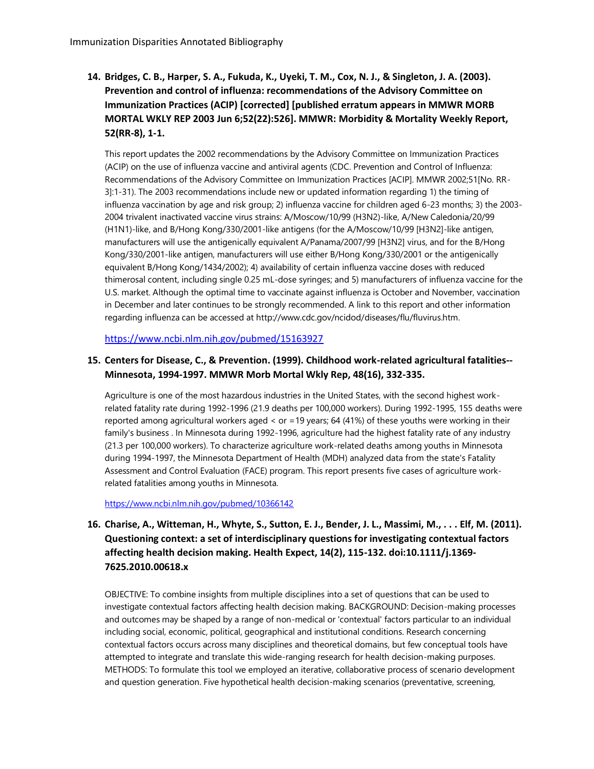**14. Bridges, C. B., Harper, S. A., Fukuda, K., Uyeki, T. M., Cox, N. J., & Singleton, J. A. (2003). Prevention and control of influenza: recommendations of the Advisory Committee on Immunization Practices (ACIP) [corrected] [published erratum appears in MMWR MORB MORTAL WKLY REP 2003 Jun 6;52(22):526]. MMWR: Morbidity & Mortality Weekly Report, 52(RR-8), 1-1.**

This report updates the 2002 recommendations by the Advisory Committee on Immunization Practices (ACIP) on the use of influenza vaccine and antiviral agents (CDC. Prevention and Control of Influenza: Recommendations of the Advisory Committee on Immunization Practices [ACIP]. MMWR 2002;51[No. RR-3]:1-31). The 2003 recommendations include new or updated information regarding 1) the timing of influenza vaccination by age and risk group; 2) influenza vaccine for children aged 6-23 months; 3) the 2003-2004 trivalent inactivated vaccine virus strains: A/Moscow/10/99 (H3N2)-like, A/New Caledonia/20/99 (H1N1)-like, and B/Hong Kong/330/2001-like antigens (for the A/Moscow/10/99 [H3N2]-like antigen, manufacturers will use the antigenically equivalent A/Panama/2007/99 [H3N2] virus, and for the B/Hong Kong/330/2001-like antigen, manufacturers will use either B/Hong Kong/330/2001 or the antigenically equivalent B/Hong Kong/1434/2002); 4) availability of certain influenza vaccine doses with reduced thimerosal content, including single 0.25 mL-dose syringes; and 5) manufacturers of influenza vaccine for the U.S. market. Although the optimal time to vaccinate against influenza is October and November, vaccination in December and later continues to be strongly recommended. A link to this report and other information regarding influenza can be accessed at http://www.cdc.gov/ncidod/diseases/flu/fluvirus.htm.

https://www.ncbi.nlm.nih.gov/pubmed/15163927

**15. Centers for Disease, C., & Prevention. (1999). Childhood work-related agricultural fatalities--Minnesota, 1994-1997. MMWR Morb Mortal Wkly Rep, 48(16), 332-335.**

Agriculture is one of the most hazardous industries in the United States, with the second highest work-related fatality rate during 1992-1996 (21.9 deaths per 100,000 workers). During 1992-1995, 155 deaths were reported among agricultural workers aged < or =19 years; 64 (41%) of these youths were working in their family's business . In Minnesota during 1992-1996, agriculture had the highest fatality rate of any industry (21.3 per 100,000 workers). To characterize agriculture work-related deaths among youths in Minnesota during 1994-1997, the Minnesota Department of Health (MDH) analyzed data from the state's Fatality Assessment and Control Evaluation (FACE) program. This report presents five cases of agriculture work-related fatalities among youths in Minnesota.

https://www.ncbi.nlm.nih.gov/pubmed/10366142

**16. Charise, A., Witteman, H., Whyte, S., Sutton, E. J., Bender, J. L., Massimi, M., . . . Elf, M. (2011). Questioning context: a set of interdisciplinary questions for investigating contextual factors affecting health decision making. Health Expect, 14(2), 115-132. doi:10.1111/j.1369-7625.2010.00618.x**

OBJECTIVE: To combine insights from multiple disciplines into a set of questions that can be used to investigate contextual factors affecting health decision making. BACKGROUND: Decision-making processes and outcomes may be shaped by a range of non-medical or 'contextual' factors particular to an individual including social, economic, political, geographical and institutional conditions. Research concerning contextual factors occurs across many disciplines and theoretical domains, but few conceptual tools have attempted to integrate and translate this wide-ranging research for health decision-making purposes. METHODS: To formulate this tool we employed an iterative, collaborative process of scenario development and question generation. Five hypothetical health decision-making scenarios (preventative, screening,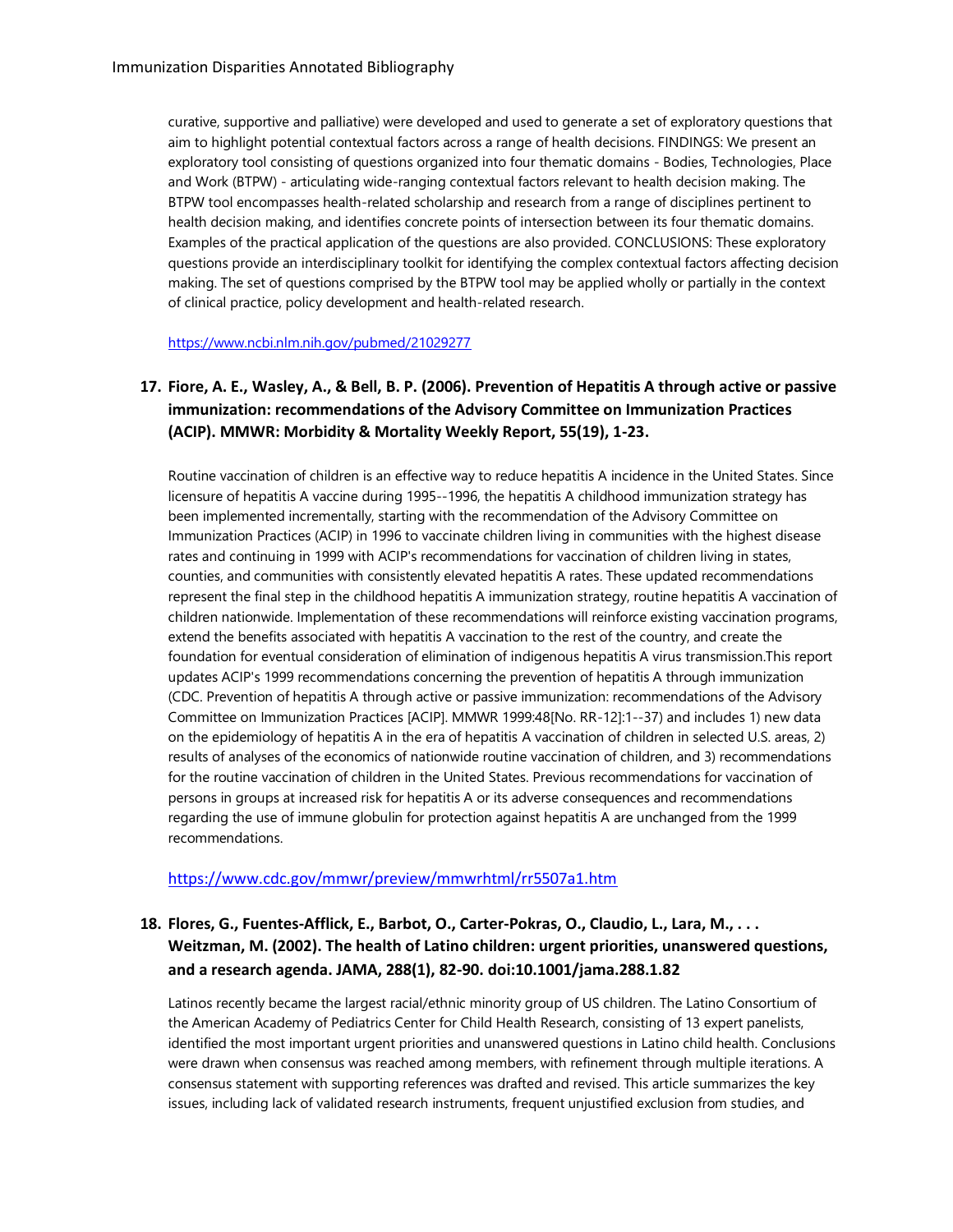curative, supportive and palliative) were developed and used to generate a set of exploratory questions that aim to highlight potential contextual factors across a range of health decisions. FINDINGS: We present an exploratory tool consisting of questions organized into four thematic domains - Bodies, Technologies, Place and Work (BTPW) - articulating wide-ranging contextual factors relevant to health decision making. The BTPW tool encompasses health-related scholarship and research from a range of disciplines pertinent to health decision making, and identifies concrete points of intersection between its four thematic domains. Examples of the practical application of the questions are also provided. CONCLUSIONS: These exploratory questions provide an interdisciplinary toolkit for identifying the complex contextual factors affecting decision making. The set of questions comprised by the BTPW tool may be applied wholly or partially in the context of clinical practice, policy development and health-related research.

https://www.ncbi.nlm.nih.gov/pubmed/21029277

### 17. Fiore, A. E., Wasley, A., & Bell, B. P. (2006). Prevention of Hepatitis A through active or passive immunization: recommendations of the Advisory Committee on Immunization Practices (ACIP). MMWR: Morbidity & Mortality Weekly Report, 55(19), 1-23.

Routine vaccination of children is an effective way to reduce hepatitis A incidence in the United States. Since licensure of hepatitis A vaccine during 1995--1996, the hepatitis A childhood immunization strategy has been implemented incrementally, starting with the recommendation of the Advisory Committee on Immunization Practices (ACIP) in 1996 to vaccinate children living in communities with the highest disease rates and continuing in 1999 with ACIP's recommendations for vaccination of children living in states, counties, and communities with consistently elevated hepatitis A rates. These updated recommendations represent the final step in the childhood hepatitis A immunization strategy, routine hepatitis A vaccination of children nationwide. Implementation of these recommendations will reinforce existing vaccination programs, extend the benefits associated with hepatitis A vaccination to the rest of the country, and create the foundation for eventual consideration of elimination of indigenous hepatitis A virus transmission.This report updates ACIP's 1999 recommendations concerning the prevention of hepatitis A through immunization (CDC. Prevention of hepatitis A through active or passive immunization: recommendations of the Advisory Committee on Immunization Practices [ACIP]. MMWR 1999:48[No. RR-12]:1--37) and includes 1) new data on the epidemiology of hepatitis A in the era of hepatitis A vaccination of children in selected U.S. areas, 2) results of analyses of the economics of nationwide routine vaccination of children, and 3) recommendations for the routine vaccination of children in the United States. Previous recommendations for vaccination of persons in groups at increased risk for hepatitis A or its adverse consequences and recommendations regarding the use of immune globulin for protection against hepatitis A are unchanged from the 1999 recommendations.

https://www.cdc.gov/mmwr/preview/mmwrhtml/rr5507a1.htm

### 18. Flores, G., Fuentes-Afflick, E., Barbot, O., Carter-Pokras, O., Claudio, L., Lara, M., . . . Weitzman, M. (2002). The health of Latino children: urgent priorities, unanswered questions, and a research agenda. JAMA, 288(1), 82-90. doi:10.1001/jama.288.1.82

Latinos recently became the largest racial/ethnic minority group of US children. The Latino Consortium of the American Academy of Pediatrics Center for Child Health Research, consisting of 13 expert panelists, identified the most important urgent priorities and unanswered questions in Latino child health. Conclusions were drawn when consensus was reached among members, with refinement through multiple iterations. A consensus statement with supporting references was drafted and revised. This article summarizes the key issues, including lack of validated research instruments, frequent unjustified exclusion from studies, and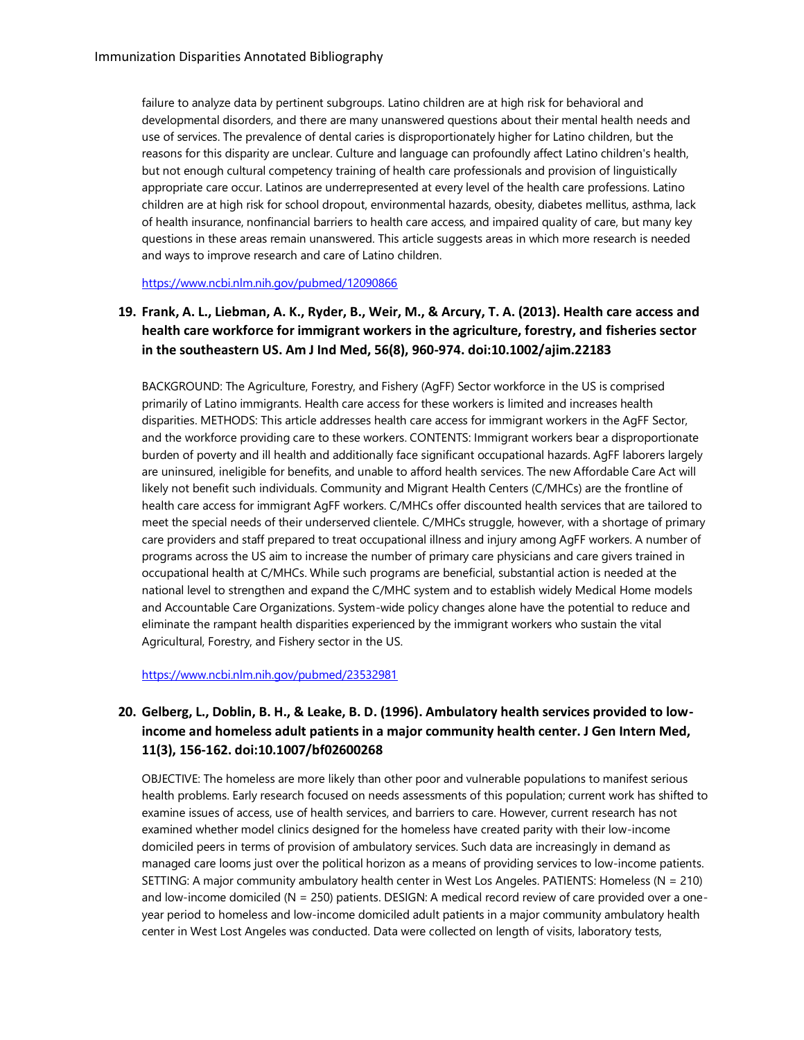failure to analyze data by pertinent subgroups. Latino children are at high risk for behavioral and developmental disorders, and there are many unanswered questions about their mental health needs and use of services. The prevalence of dental caries is disproportionately higher for Latino children, but the reasons for this disparity are unclear. Culture and language can profoundly affect Latino children's health, but not enough cultural competency training of health care professionals and provision of linguistically appropriate care occur. Latinos are underrepresented at every level of the health care professions. Latino children are at high risk for school dropout, environmental hazards, obesity, diabetes mellitus, asthma, lack of health insurance, nonfinancial barriers to health care access, and impaired quality of care, but many key questions in these areas remain unanswered. This article suggests areas in which more research is needed and ways to improve research and care of Latino children.

https://www.ncbi.nlm.nih.gov/pubmed/12090866

### 19. Frank, A. L., Liebman, A. K., Ryder, B., Weir, M., & Arcury, T. A. (2013). Health care access and health care workforce for immigrant workers in the agriculture, forestry, and fisheries sector in the southeastern US. Am J Ind Med, 56(8), 960-974. doi:10.1002/ajim.22183

BACKGROUND: The Agriculture, Forestry, and Fishery (AgFF) Sector workforce in the US is comprised primarily of Latino immigrants. Health care access for these workers is limited and increases health disparities. METHODS: This article addresses health care access for immigrant workers in the AgFF Sector, and the workforce providing care to these workers. CONTENTS: Immigrant workers bear a disproportionate burden of poverty and ill health and additionally face significant occupational hazards. AgFF laborers largely are uninsured, ineligible for benefits, and unable to afford health services. The new Affordable Care Act will likely not benefit such individuals. Community and Migrant Health Centers (C/MHCs) are the frontline of health care access for immigrant AgFF workers. C/MHCs offer discounted health services that are tailored to meet the special needs of their underserved clientele. C/MHCs struggle, however, with a shortage of primary care providers and staff prepared to treat occupational illness and injury among AgFF workers. A number of programs across the US aim to increase the number of primary care physicians and care givers trained in occupational health at C/MHCs. While such programs are beneficial, substantial action is needed at the national level to strengthen and expand the C/MHC system and to establish widely Medical Home models and Accountable Care Organizations. System-wide policy changes alone have the potential to reduce and eliminate the rampant health disparities experienced by the immigrant workers who sustain the vital Agricultural, Forestry, and Fishery sector in the US.

https://www.ncbi.nlm.nih.gov/pubmed/23532981

### 20. Gelberg, L., Doblin, B. H., & Leake, B. D. (1996). Ambulatory health services provided to low-income and homeless adult patients in a major community health center. J Gen Intern Med, 11(3), 156-162. doi:10.1007/bf02600268

OBJECTIVE: The homeless are more likely than other poor and vulnerable populations to manifest serious health problems. Early research focused on needs assessments of this population; current work has shifted to examine issues of access, use of health services, and barriers to care. However, current research has not examined whether model clinics designed for the homeless have created parity with their low-income domiciled peers in terms of provision of ambulatory services. Such data are increasingly in demand as managed care looms just over the political horizon as a means of providing services to low-income patients. SETTING: A major community ambulatory health center in West Los Angeles. PATIENTS: Homeless (N = 210) and low-income domiciled (N = 250) patients. DESIGN: A medical record review of care provided over a one-year period to homeless and low-income domiciled adult patients in a major community ambulatory health center in West Lost Angeles was conducted. Data were collected on length of visits, laboratory tests,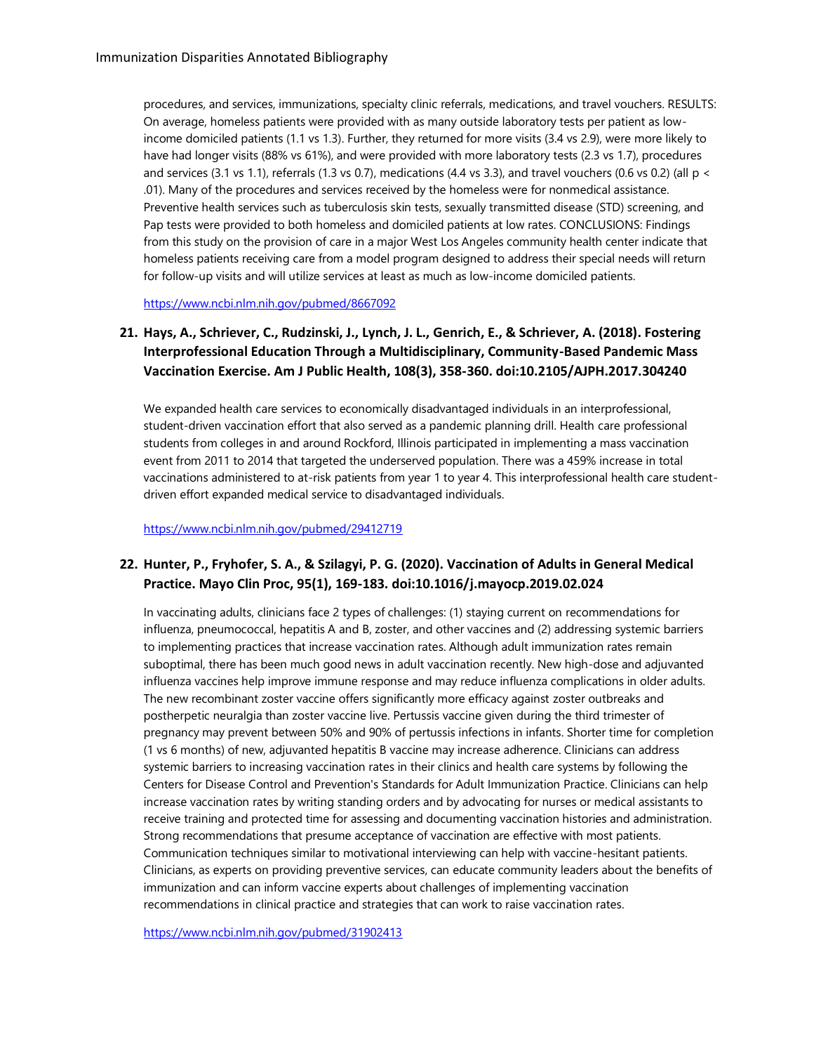procedures, and services, immunizations, specialty clinic referrals, medications, and travel vouchers. RESULTS: On average, homeless patients were provided with as many outside laboratory tests per patient as low-income domiciled patients (1.1 vs 1.3). Further, they returned for more visits (3.4 vs 2.9), were more likely to have had longer visits (88% vs 61%), and were provided with more laboratory tests (2.3 vs 1.7), procedures and services (3.1 vs 1.1), referrals (1.3 vs 0.7), medications (4.4 vs 3.3), and travel vouchers (0.6 vs 0.2) (all $p < .01$). Many of the procedures and services received by the homeless were for nonmedical assistance. Preventive health services such as tuberculosis skin tests, sexually transmitted disease (STD) screening, and Pap tests were provided to both homeless and domiciled patients at low rates. CONCLUSIONS: Findings from this study on the provision of care in a major West Los Angeles community health center indicate that homeless patients receiving care from a model program designed to address their special needs will return for follow-up visits and will utilize services at least as much as low-income domiciled patients.

https://www.ncbi.nlm.nih.gov/pubmed/8667092

### 21. Hays, A., Schriever, C., Rudzinski, J., Lynch, J. L., Genrich, E., & Schriever, A. (2018). Fostering Interprofessional Education Through a Multidisciplinary, Community-Based Pandemic Mass Vaccination Exercise. Am J Public Health, 108(3), 358-360. doi:10.2105/AJPH.2017.304240

We expanded health care services to economically disadvantaged individuals in an interprofessional, student-driven vaccination effort that also served as a pandemic planning drill. Health care professional students from colleges in and around Rockford, Illinois participated in implementing a mass vaccination event from 2011 to 2014 that targeted the underserved population. There was a 459% increase in total vaccinations administered to at-risk patients from year 1 to year 4. This interprofessional health care student-driven effort expanded medical service to disadvantaged individuals.

https://www.ncbi.nlm.nih.gov/pubmed/29412719

### 22. Hunter, P., Fryhofer, S. A., & Szilagyi, P. G. (2020). Vaccination of Adults in General Medical Practice. Mayo Clin Proc, 95(1), 169-183. doi:10.1016/j.mayocp.2019.02.024

In vaccinating adults, clinicians face 2 types of challenges: (1) staying current on recommendations for influenza, pneumococcal, hepatitis A and B, zoster, and other vaccines and (2) addressing systemic barriers to implementing practices that increase vaccination rates. Although adult immunization rates remain suboptimal, there has been much good news in adult vaccination recently. New high-dose and adjuvanted influenza vaccines help improve immune response and may reduce influenza complications in older adults. The new recombinant zoster vaccine offers significantly more efficacy against zoster outbreaks and postherpetic neuralgia than zoster vaccine live. Pertussis vaccine given during the third trimester of pregnancy may prevent between 50% and 90% of pertussis infections in infants. Shorter time for completion (1 vs 6 months) of new, adjuvanted hepatitis B vaccine may increase adherence. Clinicians can address systemic barriers to increasing vaccination rates in their clinics and health care systems by following the Centers for Disease Control and Prevention's Standards for Adult Immunization Practice. Clinicians can help increase vaccination rates by writing standing orders and by advocating for nurses or medical assistants to receive training and protected time for assessing and documenting vaccination histories and administration. Strong recommendations that presume acceptance of vaccination are effective with most patients. Communication techniques similar to motivational interviewing can help with vaccine-hesitant patients. Clinicians, as experts on providing preventive services, can educate community leaders about the benefits of immunization and can inform vaccine experts about challenges of implementing vaccination recommendations in clinical practice and strategies that can work to raise vaccination rates.

https://www.ncbi.nlm.nih.gov/pubmed/31902413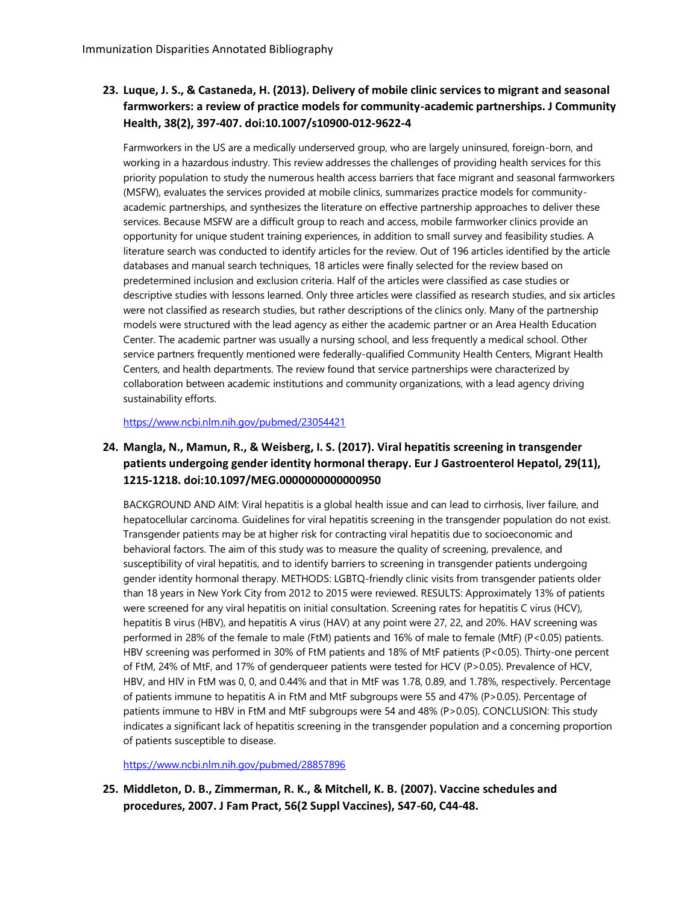### 23. Luque, J. S., & Castaneda, H. (2013). Delivery of mobile clinic services to migrant and seasonal farmworkers: a review of practice models for community-academic partnerships. J Community Health, 38(2), 397-407. doi:10.1007/s10900-012-9622-4

Farmworkers in the US are a medically underserved group, who are largely uninsured, foreign-born, and working in a hazardous industry. This review addresses the challenges of providing health services for this priority population to study the numerous health access barriers that face migrant and seasonal farmworkers (MSFW), evaluates the services provided at mobile clinics, summarizes practice models for community-academic partnerships, and synthesizes the literature on effective partnership approaches to deliver these services. Because MSFW are a difficult group to reach and access, mobile farmworker clinics provide an opportunity for unique student training experiences, in addition to small survey and feasibility studies. A literature search was conducted to identify articles for the review. Out of 196 articles identified by the article databases and manual search techniques, 18 articles were finally selected for the review based on predetermined inclusion and exclusion criteria. Half of the articles were classified as case studies or descriptive studies with lessons learned. Only three articles were classified as research studies, and six articles were not classified as research studies, but rather descriptions of the clinics only. Many of the partnership models were structured with the lead agency as either the academic partner or an Area Health Education Center. The academic partner was usually a nursing school, and less frequently a medical school. Other service partners frequently mentioned were federally-qualified Community Health Centers, Migrant Health Centers, and health departments. The review found that service partnerships were characterized by collaboration between academic institutions and community organizations, with a lead agency driving sustainability efforts.

https://www.ncbi.nlm.nih.gov/pubmed/23054421

### 24. Mangla, N., Mamun, R., & Weisberg, I. S. (2017). Viral hepatitis screening in transgender patients undergoing gender identity hormonal therapy. Eur J Gastroenterol Hepatol, 29(11), 1215-1218. doi:10.1097/MEG.0000000000000950

BACKGROUND AND AIM: Viral hepatitis is a global health issue and can lead to cirrhosis, liver failure, and hepatocellular carcinoma. Guidelines for viral hepatitis screening in the transgender population do not exist. Transgender patients may be at higher risk for contracting viral hepatitis due to socioeconomic and behavioral factors. The aim of this study was to measure the quality of screening, prevalence, and susceptibility of viral hepatitis, and to identify barriers to screening in transgender patients undergoing gender identity hormonal therapy. METHODS: LGBTQ-friendly clinic visits from transgender patients older than 18 years in New York City from 2012 to 2015 were reviewed. RESULTS: Approximately 13% of patients were screened for any viral hepatitis on initial consultation. Screening rates for hepatitis C virus (HCV), hepatitis B virus (HBV), and hepatitis A virus (HAV) at any point were 27, 22, and 20%. HAV screening was performed in 28% of the female to male (FtM) patients and 16% of male to female (MtF) ($P<0.05$) patients. HBV screening was performed in 30% of FtM patients and 18% of MtF patients ($P<0.05$). Thirty-one percent of FtM, 24% of MtF, and 17% of genderqueer patients were tested for HCV ($P>0.05$). Prevalence of HCV, HBV, and HIV in FtM was 0, 0, and 0.44% and that in MtF was 1.78, 0.89, and 1.78%, respectively. Percentage of patients immune to hepatitis A in FtM and MtF subgroups were 55 and 47% ($P>0.05$). Percentage of patients immune to HBV in FtM and MtF subgroups were 54 and 48% ($P>0.05$). CONCLUSION: This study indicates a significant lack of hepatitis screening in the transgender population and a concerning proportion of patients susceptible to disease.

https://www.ncbi.nlm.nih.gov/pubmed/28857896

### 25. Middleton, D. B., Zimmerman, R. K., & Mitchell, K. B. (2007). Vaccine schedules and procedures, 2007. J Fam Pract, 56(2 Suppl Vaccines), S47-60, C44-48.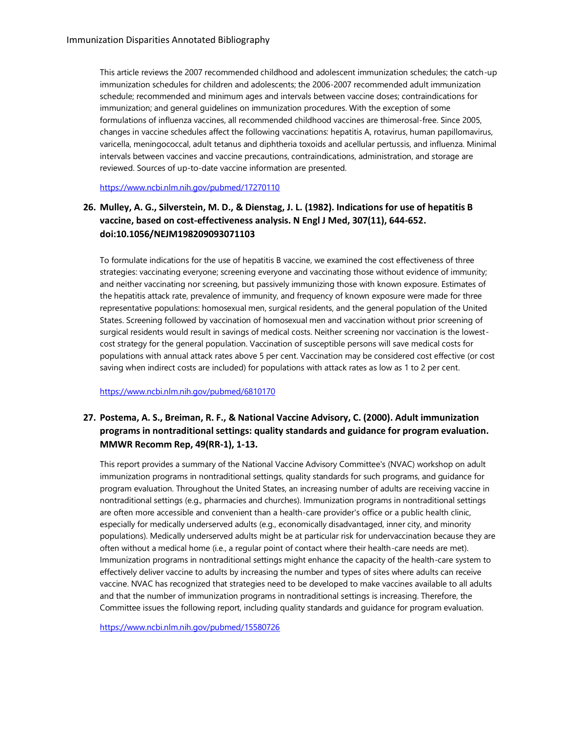This article reviews the 2007 recommended childhood and adolescent immunization schedules; the catch-up immunization schedules for children and adolescents; the 2006-2007 recommended adult immunization schedule; recommended and minimum ages and intervals between vaccine doses; contraindications for immunization; and general guidelines on immunization procedures. With the exception of some formulations of influenza vaccines, all recommended childhood vaccines are thimerosal-free. Since 2005, changes in vaccine schedules affect the following vaccinations: hepatitis A, rotavirus, human papillomavirus, varicella, meningococcal, adult tetanus and diphtheria toxoids and acellular pertussis, and influenza. Minimal intervals between vaccines and vaccine precautions, contraindications, administration, and storage are reviewed. Sources of up-to-date vaccine information are presented.

https://www.ncbi.nlm.nih.gov/pubmed/17270110

### 26. Mulley, A. G., Silverstein, M. D., & Dienstag, J. L. (1982). Indications for use of hepatitis B vaccine, based on cost-effectiveness analysis. N Engl J Med, 307(11), 644-652. doi:10.1056/NEJM198209093071103

To formulate indications for the use of hepatitis B vaccine, we examined the cost effectiveness of three strategies: vaccinating everyone; screening everyone and vaccinating those without evidence of immunity; and neither vaccinating nor screening, but passively immunizing those with known exposure. Estimates of the hepatitis attack rate, prevalence of immunity, and frequency of known exposure were made for three representative populations: homosexual men, surgical residents, and the general population of the United States. Screening followed by vaccination of homosexual men and vaccination without prior screening of surgical residents would result in savings of medical costs. Neither screening nor vaccination is the lowest-cost strategy for the general population. Vaccination of susceptible persons will save medical costs for populations with annual attack rates above 5 per cent. Vaccination may be considered cost effective (or cost saving when indirect costs are included) for populations with attack rates as low as 1 to 2 per cent.

https://www.ncbi.nlm.nih.gov/pubmed/6810170

### 27. Postema, A. S., Breiman, R. F., & National Vaccine Advisory, C. (2000). Adult immunization programs in nontraditional settings: quality standards and guidance for program evaluation. MMWR Recomm Rep, 49(RR-1), 1-13.

This report provides a summary of the National Vaccine Advisory Committee's (NVAC) workshop on adult immunization programs in nontraditional settings, quality standards for such programs, and guidance for program evaluation. Throughout the United States, an increasing number of adults are receiving vaccine in nontraditional settings (e.g., pharmacies and churches). Immunization programs in nontraditional settings are often more accessible and convenient than a health-care provider's office or a public health clinic, especially for medically underserved adults (e.g., economically disadvantaged, inner city, and minority populations). Medically underserved adults might be at particular risk for undervaccination because they are often without a medical home (i.e., a regular point of contact where their health-care needs are met). Immunization programs in nontraditional settings might enhance the capacity of the health-care system to effectively deliver vaccine to adults by increasing the number and types of sites where adults can receive vaccine. NVAC has recognized that strategies need to be developed to make vaccines available to all adults and that the number of immunization programs in nontraditional settings is increasing. Therefore, the Committee issues the following report, including quality standards and guidance for program evaluation.

https://www.ncbi.nlm.nih.gov/pubmed/15580726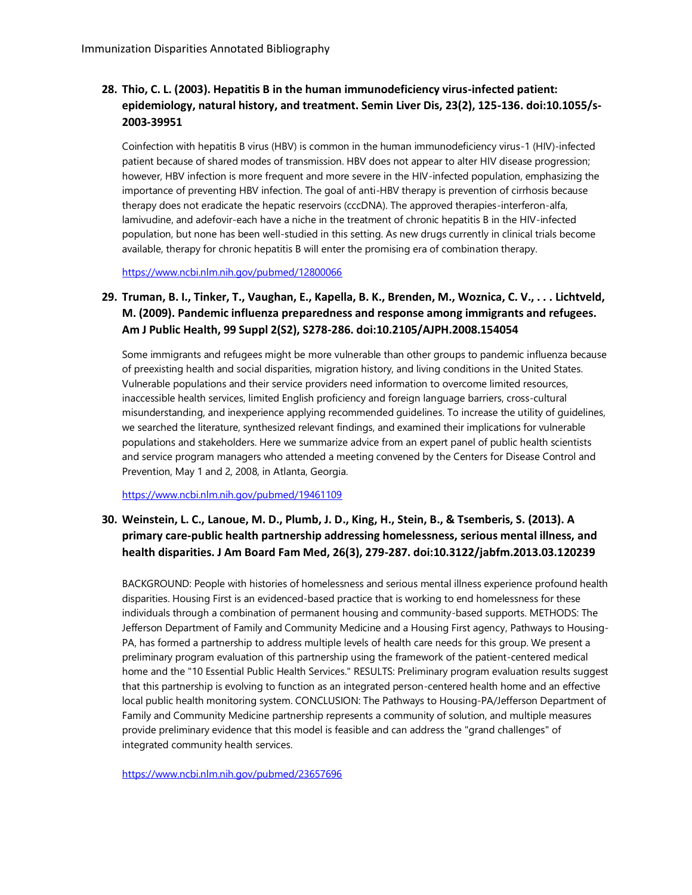## 28. Thio, C. L. (2003). Hepatitis B in the human immunodeficiency virus-infected patient: epidemiology, natural history, and treatment. Semin Liver Dis, 23(2), 125-136. doi:10.1055/s-2003-39951

Coinfection with hepatitis B virus (HBV) is common in the human immunodeficiency virus-1 (HIV)-infected patient because of shared modes of transmission. HBV does not appear to alter HIV disease progression; however, HBV infection is more frequent and more severe in the HIV-infected population, emphasizing the importance of preventing HBV infection. The goal of anti-HBV therapy is prevention of cirrhosis because therapy does not eradicate the hepatic reservoirs (cccDNA). The approved therapies-interferon-alfa, lamivudine, and adefovir-each have a niche in the treatment of chronic hepatitis B in the HIV-infected population, but none has been well-studied in this setting. As new drugs currently in clinical trials become available, therapy for chronic hepatitis B will enter the promising era of combination therapy.

https://www.ncbi.nlm.nih.gov/pubmed/12800066

## 29. Truman, B. I., Tinker, T., Vaughan, E., Kapella, B. K., Brenden, M., Woznica, C. V., . . . Lichtveld, M. (2009). Pandemic influenza preparedness and response among immigrants and refugees. Am J Public Health, 99 Suppl 2(S2), S278-286. doi:10.2105/AJPH.2008.154054

Some immigrants and refugees might be more vulnerable than other groups to pandemic influenza because of preexisting health and social disparities, migration history, and living conditions in the United States. Vulnerable populations and their service providers need information to overcome limited resources, inaccessible health services, limited English proficiency and foreign language barriers, cross-cultural misunderstanding, and inexperience applying recommended guidelines. To increase the utility of guidelines, we searched the literature, synthesized relevant findings, and examined their implications for vulnerable populations and stakeholders. Here we summarize advice from an expert panel of public health scientists and service program managers who attended a meeting convened by the Centers for Disease Control and Prevention, May 1 and 2, 2008, in Atlanta, Georgia.

https://www.ncbi.nlm.nih.gov/pubmed/19461109

## 30. Weinstein, L. C., Lanoue, M. D., Plumb, J. D., King, H., Stein, B., & Tsemberis, S. (2013). A primary care-public health partnership addressing homelessness, serious mental illness, and health disparities. J Am Board Fam Med, 26(3), 279-287. doi:10.3122/jabfm.2013.03.120239

BACKGROUND: People with histories of homelessness and serious mental illness experience profound health disparities. Housing First is an evidenced-based practice that is working to end homelessness for these individuals through a combination of permanent housing and community-based supports. METHODS: The Jefferson Department of Family and Community Medicine and a Housing First agency, Pathways to Housing-PA, has formed a partnership to address multiple levels of health care needs for this group. We present a preliminary program evaluation of this partnership using the framework of the patient-centered medical home and the "10 Essential Public Health Services." RESULTS: Preliminary program evaluation results suggest that this partnership is evolving to function as an integrated person-centered health home and an effective local public health monitoring system. CONCLUSION: The Pathways to Housing-PA/Jefferson Department of Family and Community Medicine partnership represents a community of solution, and multiple measures provide preliminary evidence that this model is feasible and can address the "grand challenges" of integrated community health services.

https://www.ncbi.nlm.nih.gov/pubmed/23657696